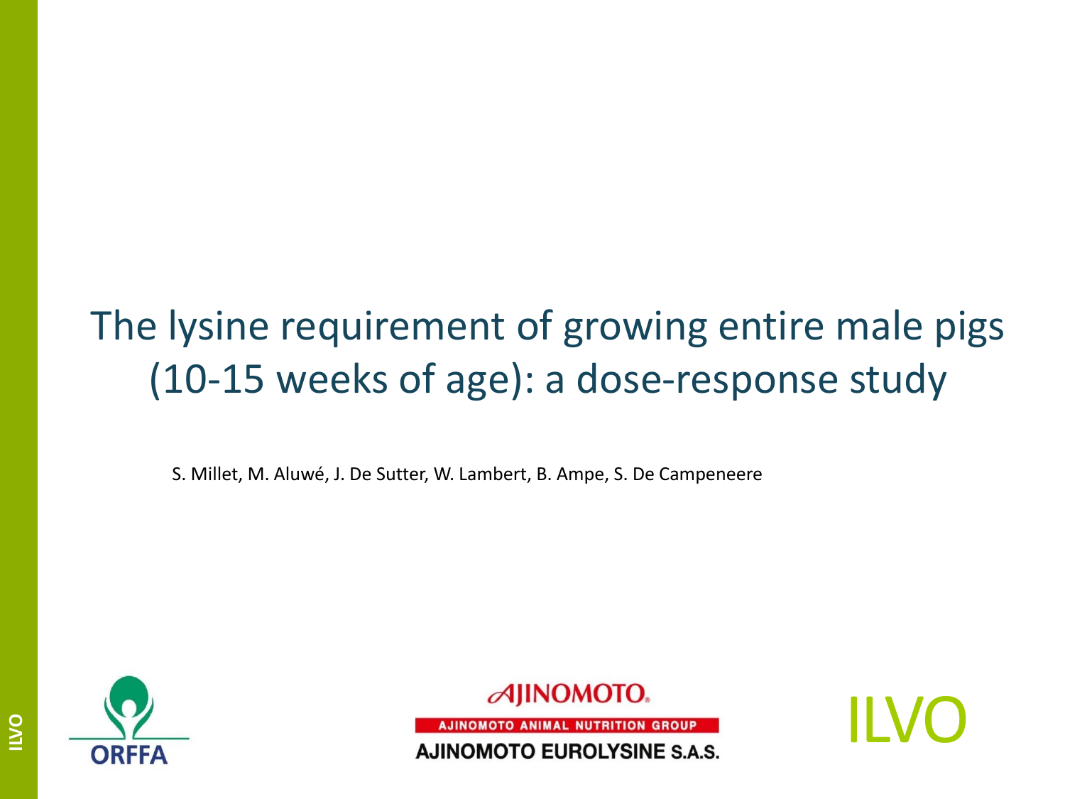# The lysine requirement of growing entire male pigs (10-15 weeks of age): a dose-response study

S. Millet, M. Aluwé, J. De Sutter, W. Lambert, B. Ampe, S. De Campeneere

ORFFA

AJINOMOTO

AJINOMOTO ANIMAL NUTRITION GROUP

AJINOMOTO EUROLYSINE S.A.S.

ILVO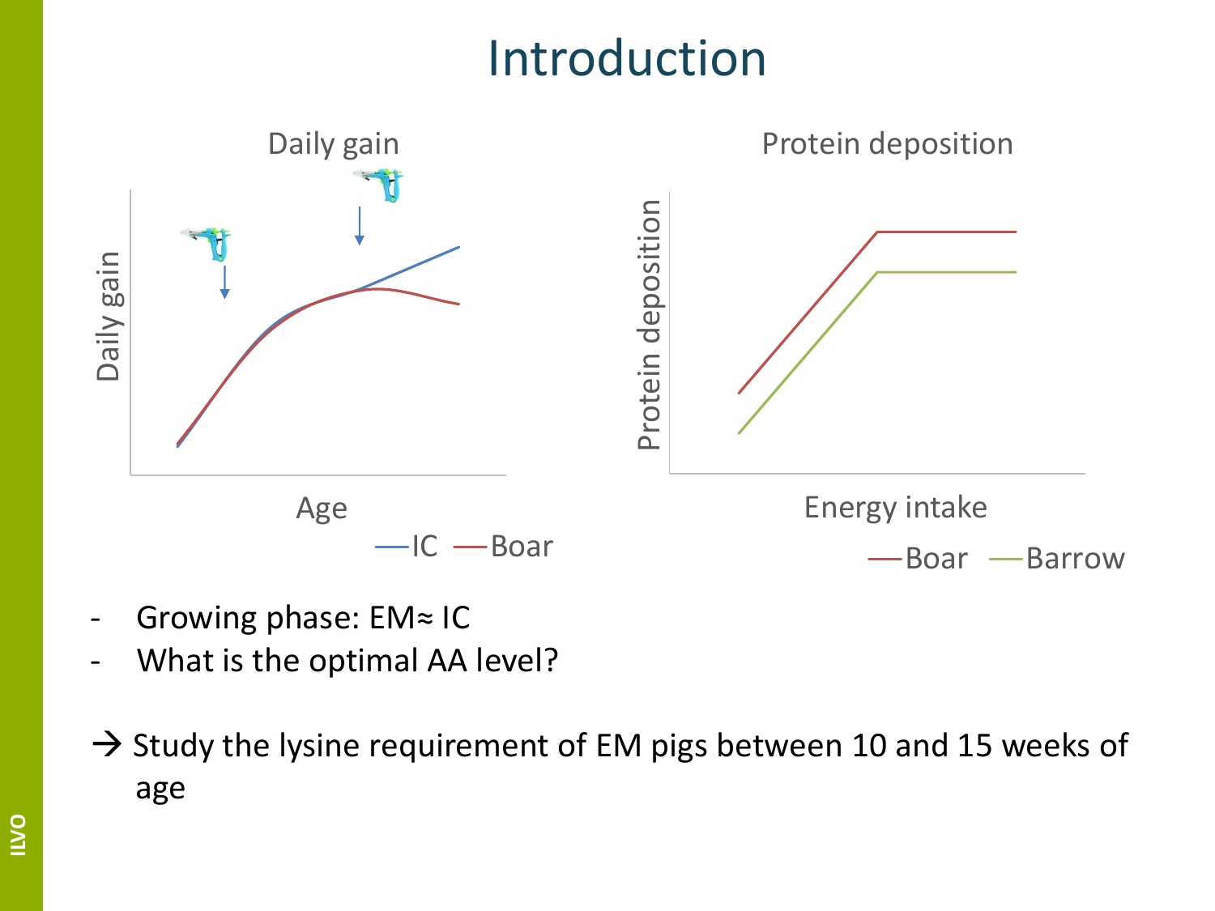# Introduction

Daily gain

Daily gain

Age

—IC —Boar

Protein deposition

Protein deposition

Energy intake

—Boar —Barrow

- Growing phase: EM≈ IC
- What is the optimal AA level?

→ Study the lysine requirement of EM pigs between 10 and 15 weeks of age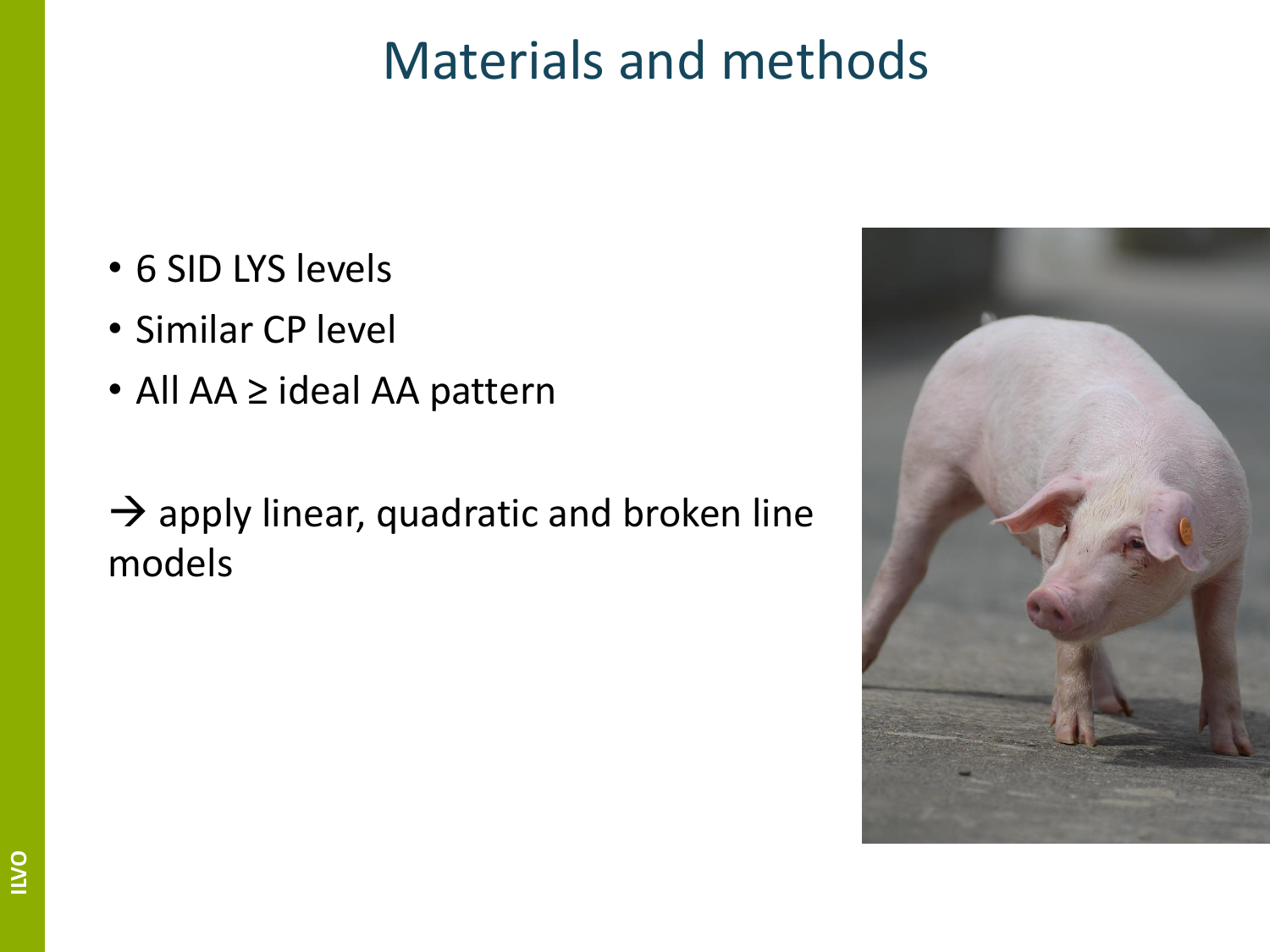# Materials and methods

- 6 SID LYS levels
- Similar CP level
- All AA ≥ ideal AA pattern

→ apply linear, quadratic and broken line models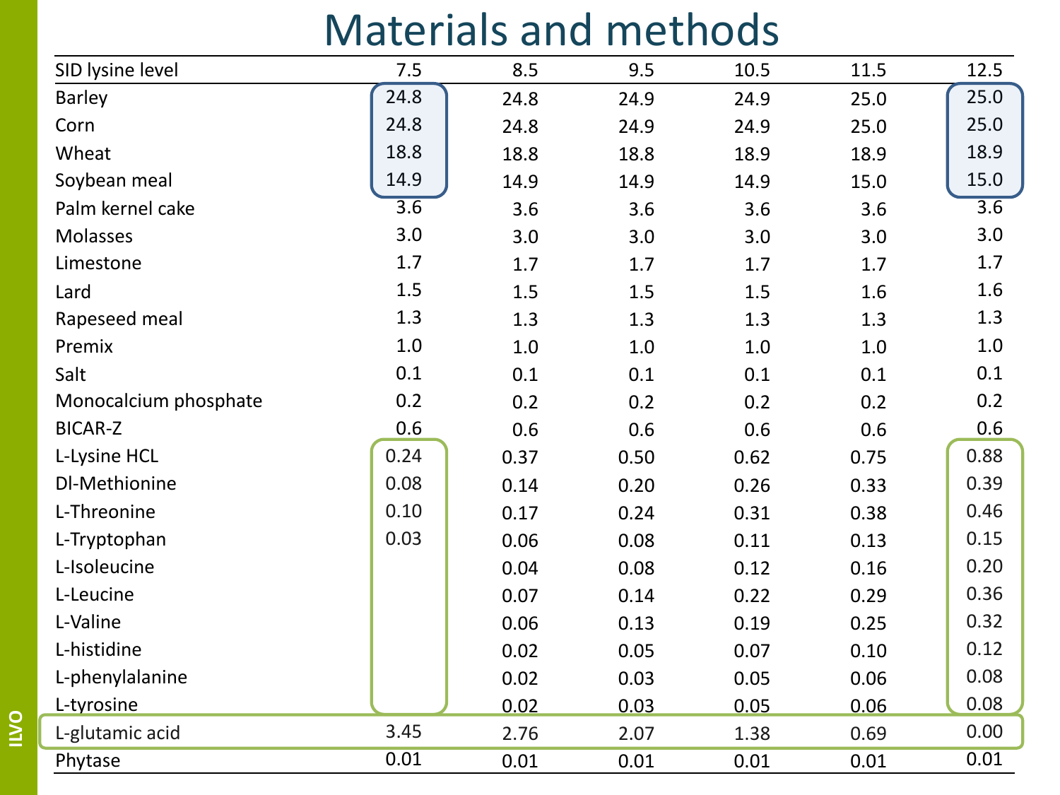# Materials and methods

| SID lysine level | 7.5 | 8.5 | 9.5 | 10.5 | 11.5 | 12.5 |
|---|---|---|---|---|---|---|
| Barley | 24.8 | 24.8 | 24.9 | 24.9 | 25.0 | 25.0 |
| Corn | 24.8 | 24.8 | 24.9 | 24.9 | 25.0 | 25.0 |
| Wheat | 18.8 | 18.8 | 18.8 | 18.9 | 18.9 | 18.9 |
| Soybean meal | 14.9 | 14.9 | 14.9 | 14.9 | 15.0 | 15.0 |
| Palm kernel cake | 3.6 | 3.6 | 3.6 | 3.6 | 3.6 | 3.6 |
| Molasses | 3.0 | 3.0 | 3.0 | 3.0 | 3.0 | 3.0 |
| Limestone | 1.7 | 1.7 | 1.7 | 1.7 | 1.7 | 1.7 |
| Lard | 1.5 | 1.5 | 1.5 | 1.5 | 1.6 | 1.6 |
| Rapeseed meal | 1.3 | 1.3 | 1.3 | 1.3 | 1.3 | 1.3 |
| Premix | 1.0 | 1.0 | 1.0 | 1.0 | 1.0 | 1.0 |
| Salt | 0.1 | 0.1 | 0.1 | 0.1 | 0.1 | 0.1 |
| Monocalcium phosphate | 0.2 | 0.2 | 0.2 | 0.2 | 0.2 | 0.2 |
| BICAR-Z | 0.6 | 0.6 | 0.6 | 0.6 | 0.6 | 0.6 |
| L-Lysine HCL | 0.24 | 0.37 | 0.50 | 0.62 | 0.75 | 0.88 |
| Dl-Methionine | 0.08 | 0.14 | 0.20 | 0.26 | 0.33 | 0.39 |
| L-Threonine | 0.10 | 0.17 | 0.24 | 0.31 | 0.38 | 0.46 |
| L-Tryptophan | 0.03 | 0.06 | 0.08 | 0.11 | 0.13 | 0.15 |
| L-Isoleucine | | 0.04 | 0.08 | 0.12 | 0.16 | 0.20 |
| L-Leucine | | 0.07 | 0.14 | 0.22 | 0.29 | 0.36 |
| L-Valine | | 0.06 | 0.13 | 0.19 | 0.25 | 0.32 |
| L-histidine | | 0.02 | 0.05 | 0.07 | 0.10 | 0.12 |
| L-phenylalanine | | 0.02 | 0.03 | 0.05 | 0.06 | 0.08 |
| L-tyrosine | | 0.02 | 0.03 | 0.05 | 0.06 | 0.08 |
| L-glutamic acid | 3.45 | 2.76 | 2.07 | 1.38 | 0.69 | 0.00 |
| Phytase | 0.01 | 0.01 | 0.01 | 0.01 | 0.01 | 0.01 |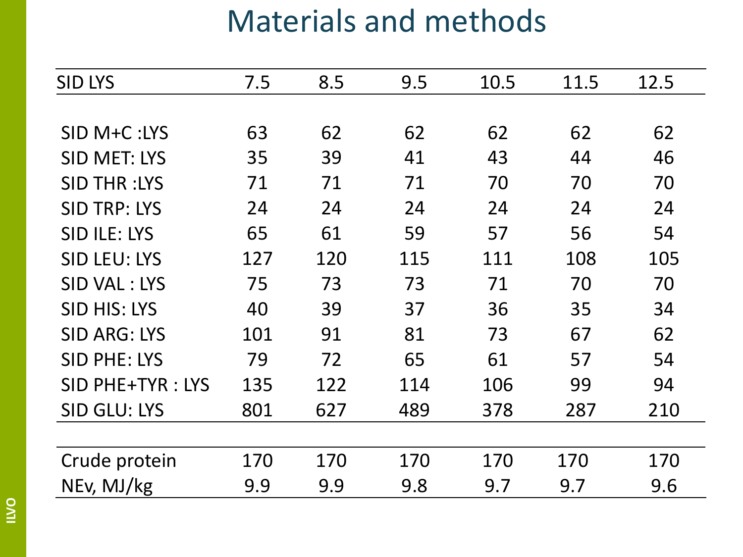# Materials and methods

| SID LYS | 7.5 | 8.5 | 9.5 | 10.5 | 11.5 | 12.5 |
|---|---|---|---|---|---|---|
| SID M+C :LYS | 63 | 62 | 62 | 62 | 62 | 62 |
| SID MET: LYS | 35 | 39 | 41 | 43 | 44 | 46 |
| SID THR :LYS | 71 | 71 | 71 | 70 | 70 | 70 |
| SID TRP: LYS | 24 | 24 | 24 | 24 | 24 | 24 |
| SID ILE: LYS | 65 | 61 | 59 | 57 | 56 | 54 |
| SID LEU: LYS | 127 | 120 | 115 | 111 | 108 | 105 |
| SID VAL : LYS | 75 | 73 | 73 | 71 | 70 | 70 |
| SID HIS: LYS | 40 | 39 | 37 | 36 | 35 | 34 |
| SID ARG: LYS | 101 | 91 | 81 | 73 | 67 | 62 |
| SID PHE: LYS | 79 | 72 | 65 | 61 | 57 | 54 |
| SID PHE+TYR : LYS | 135 | 122 | 114 | 106 | 99 | 94 |
| SID GLU: LYS | 801 | 627 | 489 | 378 | 287 | 210 |
| Crude protein | 170 | 170 | 170 | 170 | 170 | 170 |
| NEv, MJ/kg | 9.9 | 9.9 | 9.8 | 9.7 | 9.7 | 9.6 |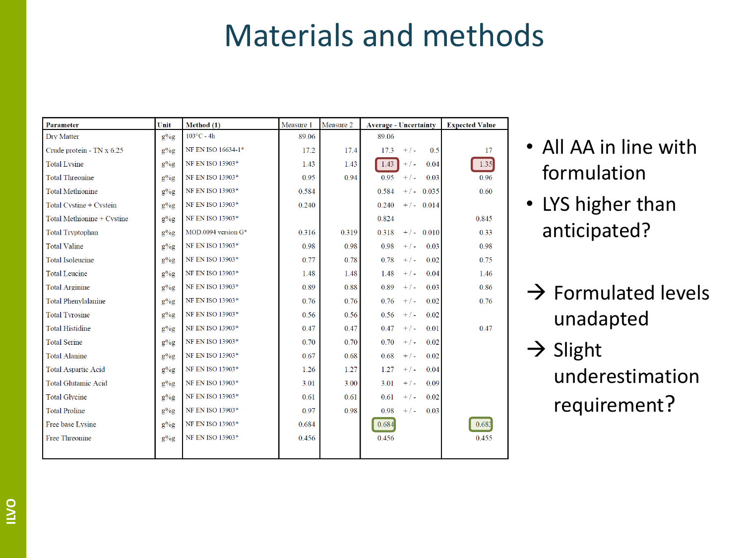# Materials and methods

| Parameter | Unit | Method (1) | Measure 1 | Measure 2 | Average - Uncertainty | | | Expected Value |
|---|---|---|---|---|---|---|---|---|
| Dry Matter | g%g | 103°C - 4h | 89.06 | | 89.06 | | | |
| Crude protein - TN x 6.25 | g%g | NF EN ISO 16634-1* | 17.2 | 17.4 | 17.3 | +/- | 0.5 | 17 |
| Total Lysine | g%g | NF EN ISO 13903* | 1.43 | 1.43 | 1.43 | +/- | 0.04 | 1.35 |
| Total Threonine | g%g | NF EN ISO 13903* | 0.95 | 0.94 | 0.95 | +/- | 0.03 | 0.96 |
| Total Methionine | g%g | NF EN ISO 13903* | 0.584 | | 0.584 | +/- | 0.035 | 0.60 |
| Total Cystine + Cystein | g%g | NF EN ISO 13903* | 0.240 | | 0.240 | +/- | 0.014 | |
| Total Methionine + Cystine | g%g | NF EN ISO 13903* | | | 0.824 | | | 0.845 |
| Total Tryptophan | g%g | MOD.0094 version G* | 0.316 | 0.319 | 0.318 | +/- | 0.010 | 0.33 |
| Total Valine | g%g | NF EN ISO 13903* | 0.98 | 0.98 | 0.98 | +/- | 0.03 | 0.98 |
| Total Isoleucine | g%g | NF EN ISO 13903* | 0.77 | 0.78 | 0.78 | +/- | 0.02 | 0.75 |
| Total Leucine | g%g | NF EN ISO 13903* | 1.48 | 1.48 | 1.48 | +/- | 0.04 | 1.46 |
| Total Arginine | g%g | NF EN ISO 13903* | 0.89 | 0.88 | 0.89 | +/- | 0.03 | 0.86 |
| Total Phenylalanine | g%g | NF EN ISO 13903* | 0.76 | 0.76 | 0.76 | +/- | 0.02 | 0.76 |
| Total Tyrosine | g%g | NF EN ISO 13903* | 0.56 | 0.56 | 0.56 | +/- | 0.02 | |
| Total Histidine | g%g | NF EN ISO 13903* | 0.47 | 0.47 | 0.47 | +/- | 0.01 | 0.47 |
| Total Serine | g%g | NF EN ISO 13903* | 0.70 | 0.70 | 0.70 | +/- | 0.02 | |
| Total Alanine | g%g | NF EN ISO 13903* | 0.67 | 0.68 | 0.68 | +/- | 0.02 | |
| Total Aspartic Acid | g%g | NF EN ISO 13903* | 1.26 | 1.27 | 1.27 | +/- | 0.04 | |
| Total Glutamic Acid | g%g | NF EN ISO 13903* | 3.01 | 3.00 | 3.01 | +/- | 0.09 | |
| Total Glycine | g%g | NF EN ISO 13903* | 0.61 | 0.61 | 0.61 | +/- | 0.02 | |
| Total Proline | g%g | NF EN ISO 13903* | 0.97 | 0.98 | 0.98 | +/- | 0.03 | |
| Free base Lysine | g%g | NF EN ISO 13903* | 0.684 | | 0.684 | | | 0.683 |
| Free Threonine | g%g | NF EN ISO 13903* | 0.456 | | 0.456 | | | 0.455 |

- All AA in line with formulation
- LYS higher than anticipated?

→ Formulated levels unadapted

→ Slight underestimation requirement?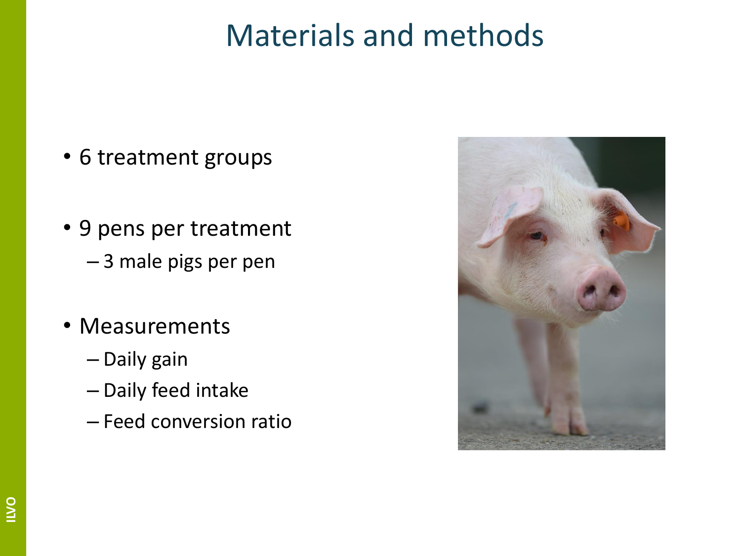# Materials and methods

- 6 treatment groups
- 9 pens per treatment
  - 3 male pigs per pen
- Measurements
  - Daily gain
  - Daily feed intake
  - Feed conversion ratio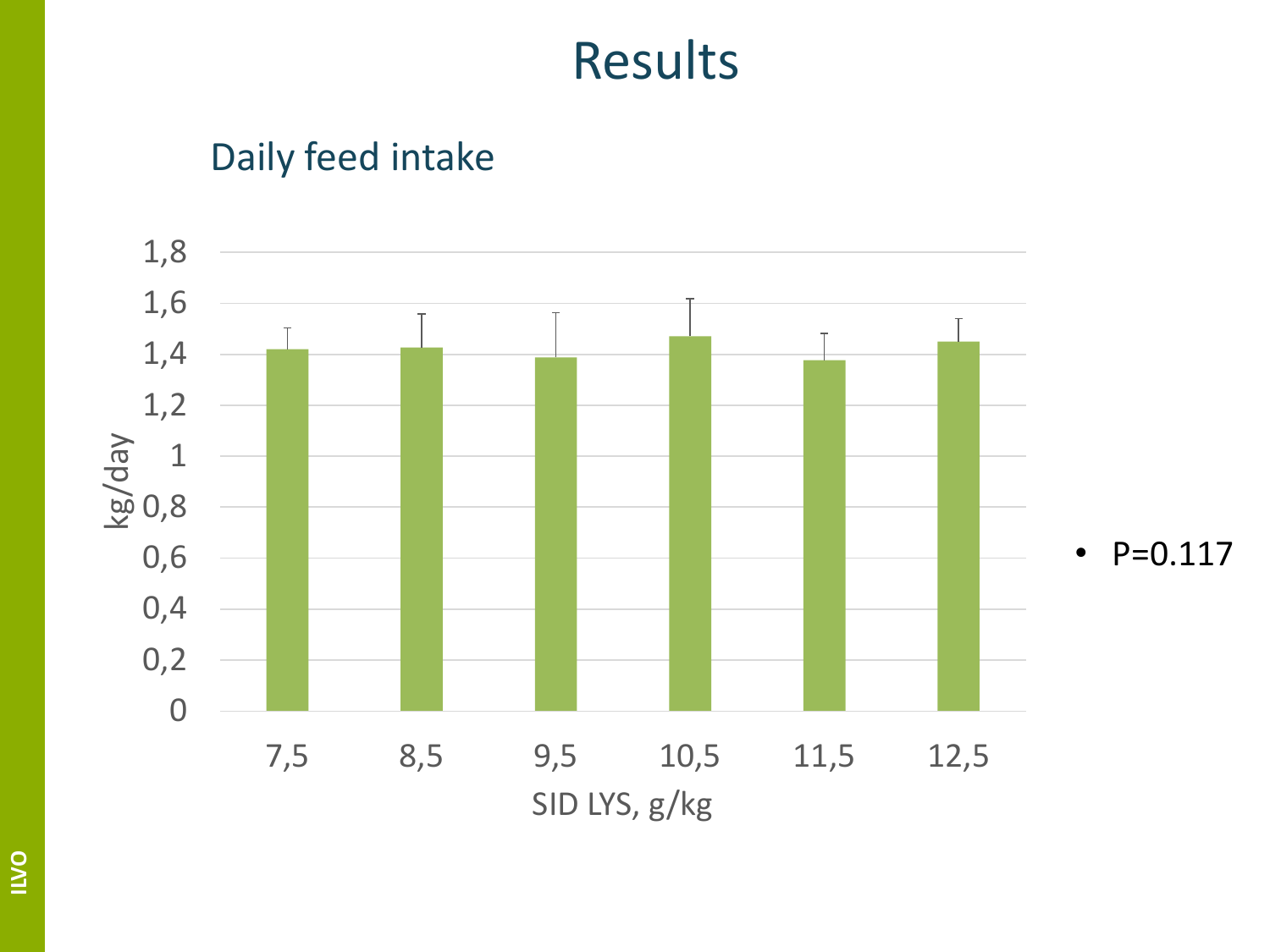# Results

## Daily feed intake

- P=0.117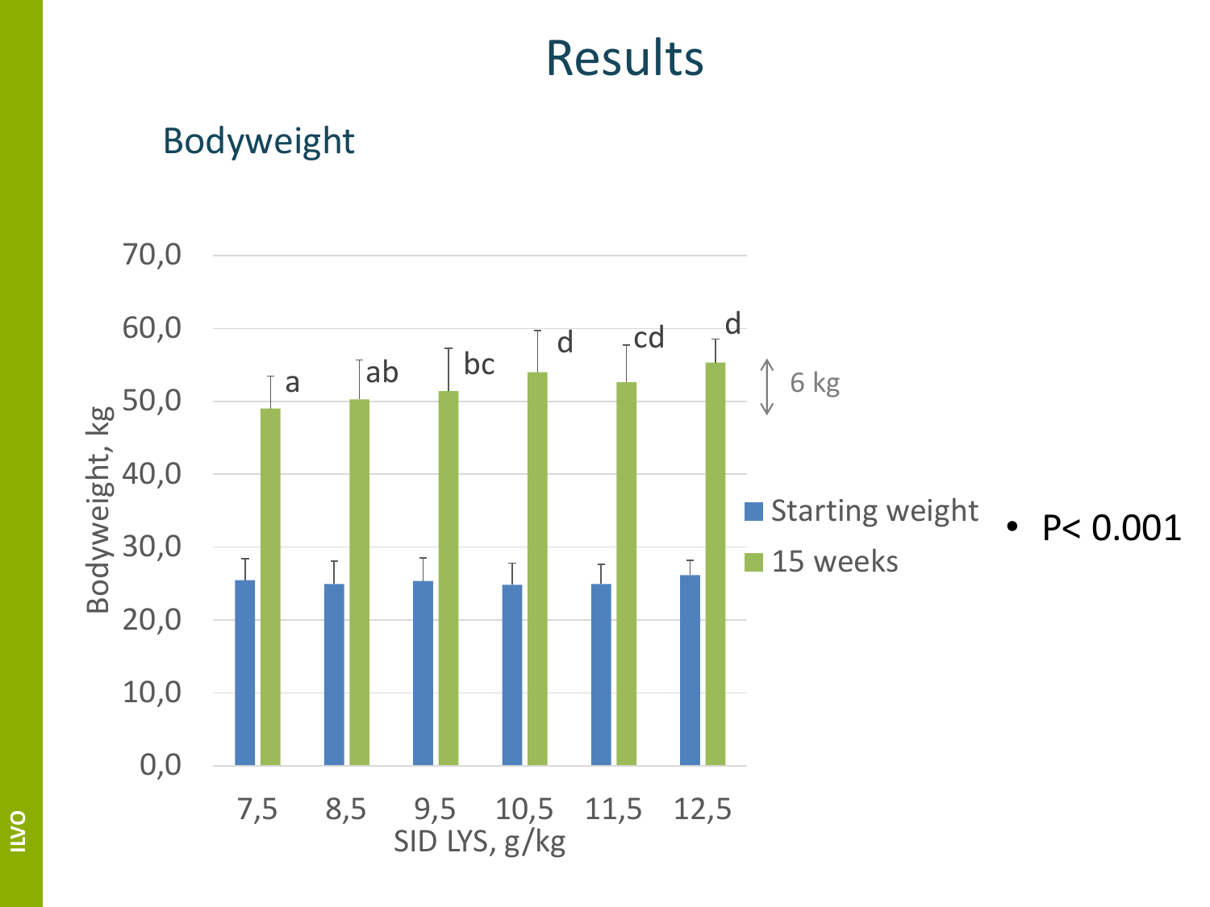# Results

## Bodyweight

Bodyweight, kg

| SID LYS, g/kg | 7,5 | 8,5 | 9,5 | 10,5 | 11,5 | 12,5 |
|---|---|---|---|---|---|---|
| 15 weeks (significance) | a | ab | bc | d | cd | d |

Legend: Starting weight; 15 weeks

6 kg

SID LYS, g/kg

- P< 0.001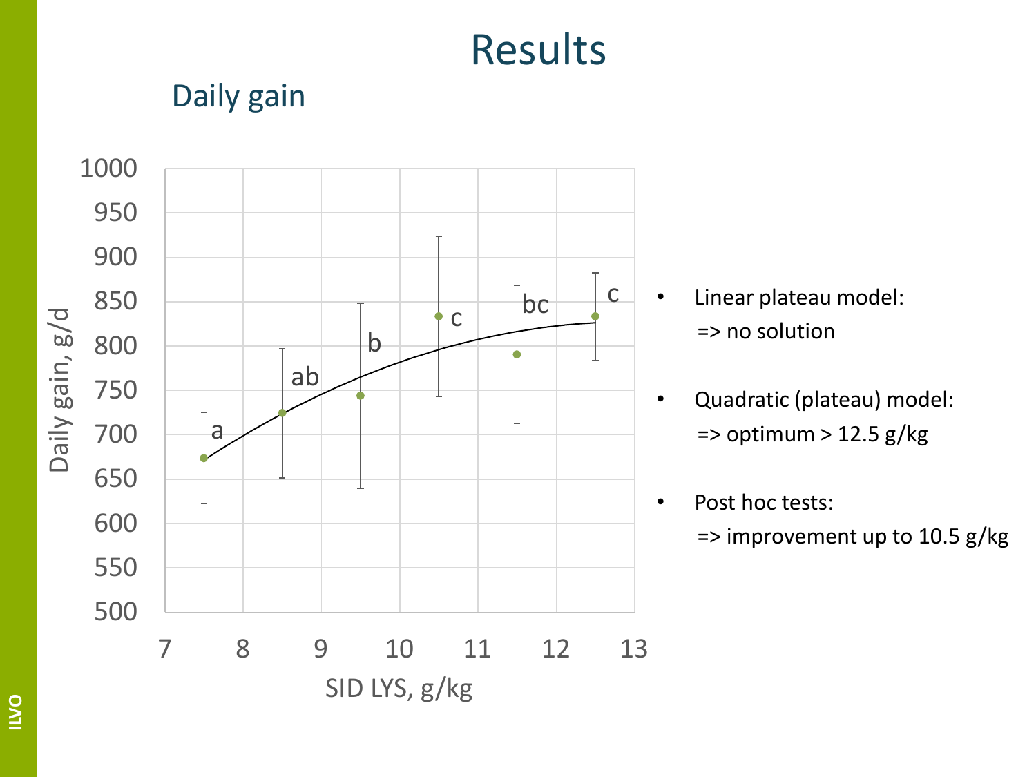# Results

## Daily gain

- Linear plateau model:
  => no solution
- Quadratic (plateau) model:
  => optimum > 12.5 g/kg
- Post hoc tests:
  => improvement up to 10.5 g/kg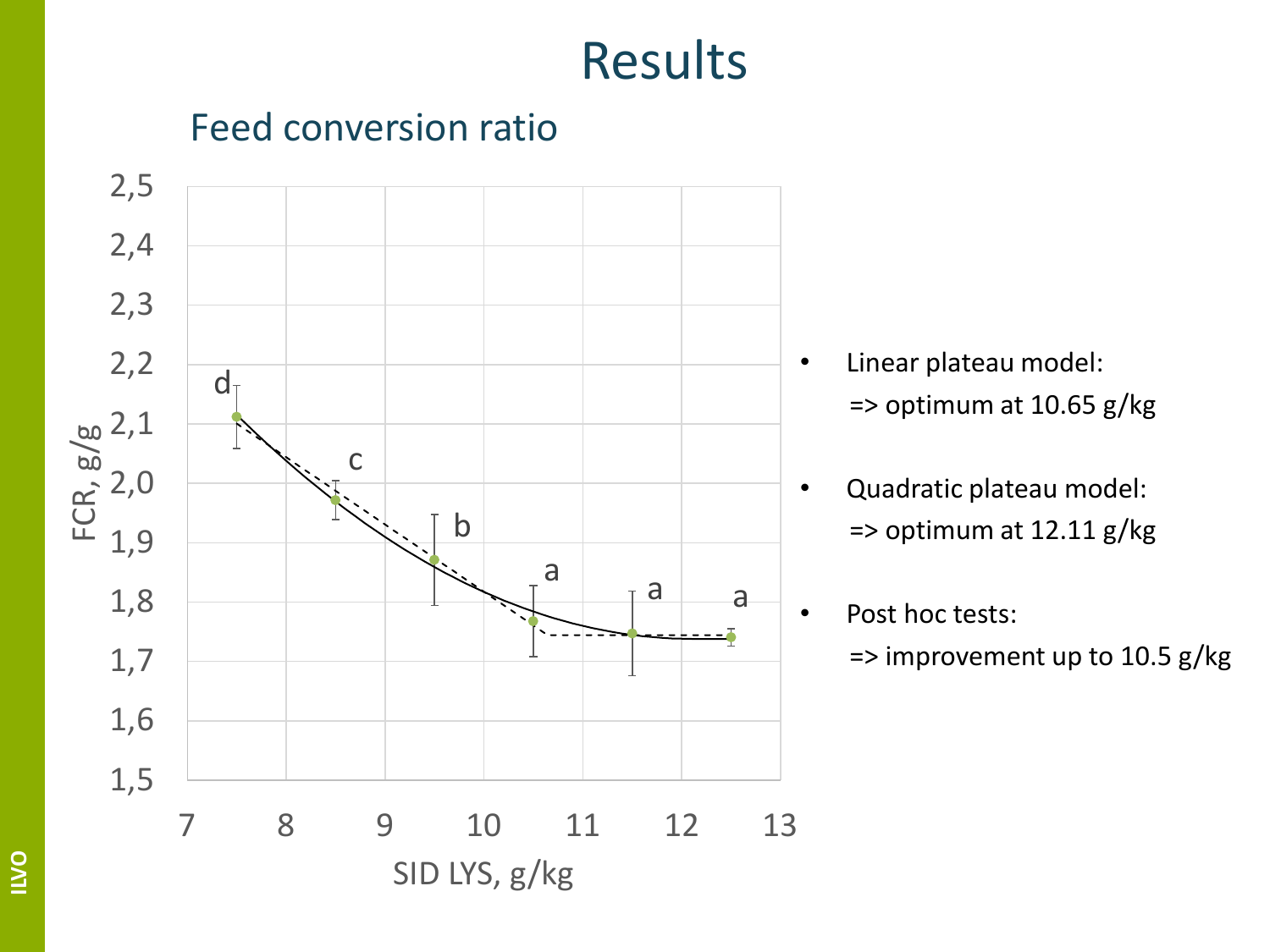# Results

## Feed conversion ratio

- Linear plateau model:
  => optimum at 10.65 g/kg
- Quadratic plateau model:
  => optimum at 12.11 g/kg
- Post hoc tests:
  => improvement up to 10.5 g/kg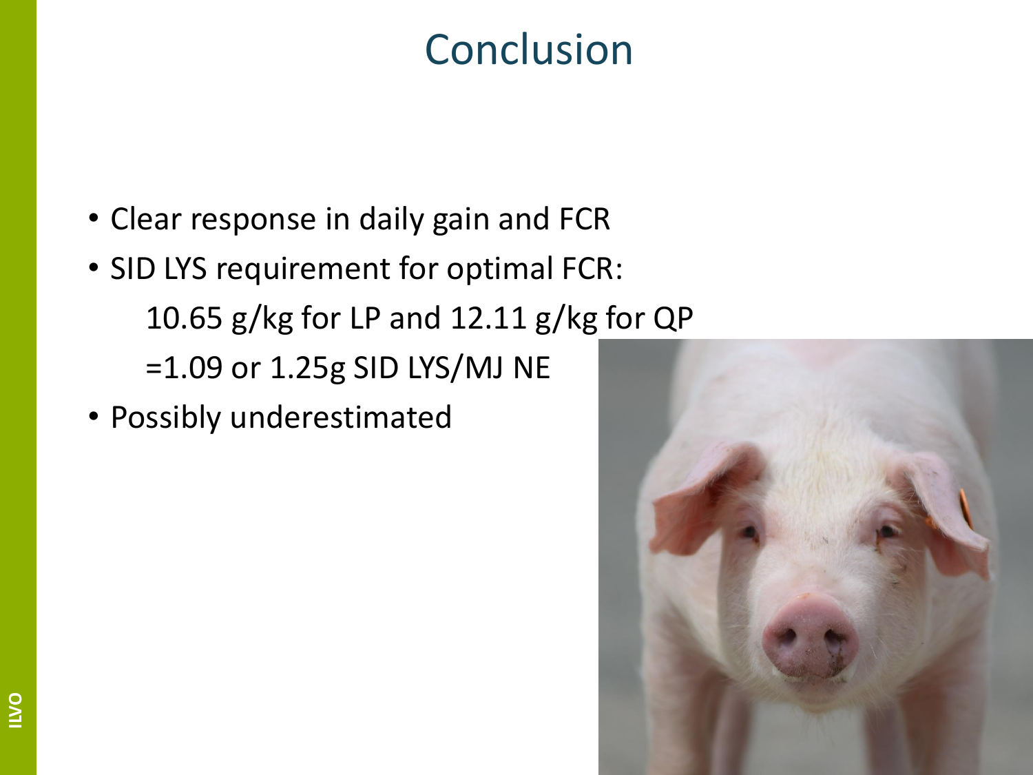# Conclusion

- Clear response in daily gain and FCR
- SID LYS requirement for optimal FCR:

  10.65 g/kg for LP and 12.11 g/kg for QP

  =1.09 or 1.25g SID LYS/MJ NE
- Possibly underestimated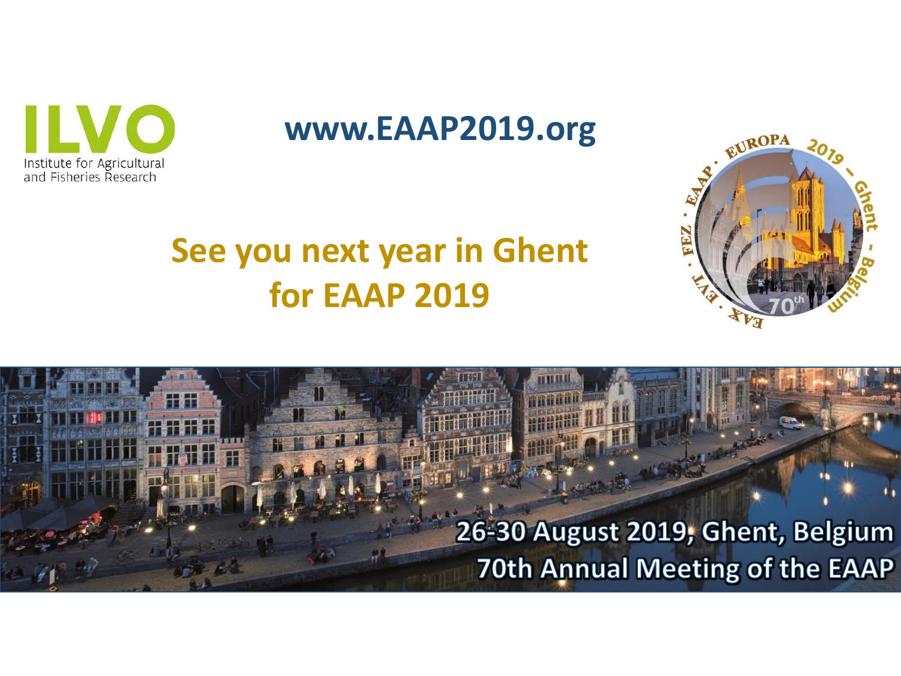ILVO

Institute for Agricultural and Fisheries Research

**www.EAAP2019.org**

## See you next year in Ghent for EAAP 2019

EUROPA 2019 – Ghent - Belgium · EAAP · FEZ · EVT · EAX

70th

**26-30 August 2019, Ghent, Belgium**

**70th Annual Meeting of the EAAP**